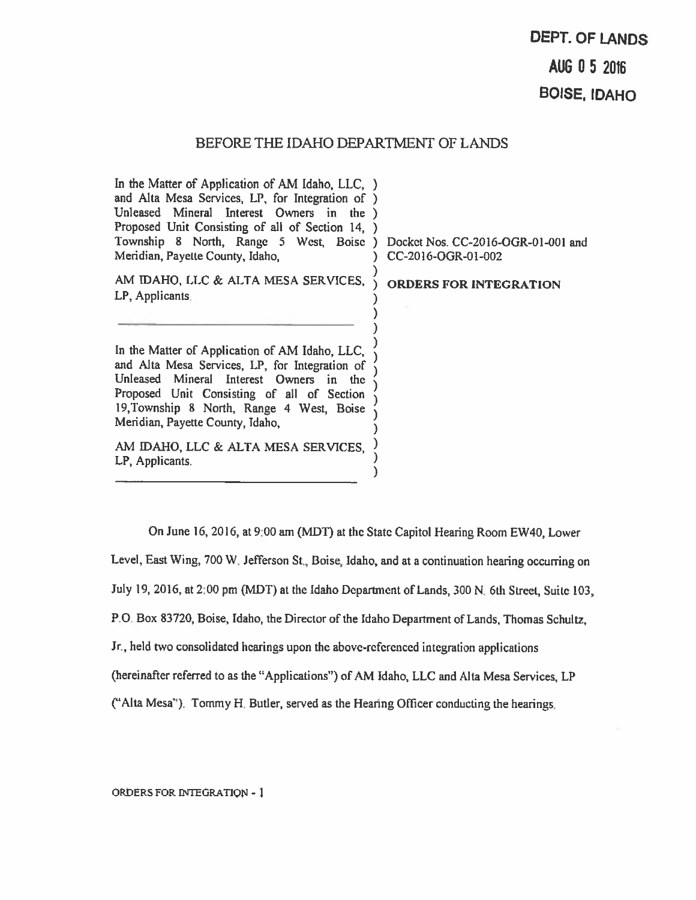**DEPT. OF LANDS**
**AUG 0 5 2016**
**BOISE, IDAHO**

# BEFORE THE IDAHO DEPARTMENT OF LANDS

In the Matter of Application of AM Idaho, LLC, and Alta Mesa Services, LP, for Integration of Unleased Mineral Interest Owners in the Proposed Unit Consisting of all of Section 14, Township 8 North, Range 5 West, Boise Meridian, Payette County, Idaho,

AM IDAHO, LLC & ALTA MESA SERVICES, LP, Applicants.

---

In the Matter of Application of AM Idaho, LLC, and Alta Mesa Services, LP, for Integration of Unleased Mineral Interest Owners in the Proposed Unit Consisting of all of Section 19, Township 8 North, Range 4 West, Boise Meridian, Payette County, Idaho,

AM IDAHO, LLC & ALTA MESA SERVICES, LP, Applicants.

---

Docket Nos. CC-2016-OGR-01-001 and CC-2016-OGR-01-002

**ORDERS FOR INTEGRATION**

On June 16, 2016, at 9:00 am (MDT) at the State Capitol Hearing Room EW40, Lower Level, East Wing, 700 W. Jefferson St., Boise, Idaho, and at a continuation hearing occurring on July 19, 2016, at 2:00 pm (MDT) at the Idaho Department of Lands, 300 N. 6th Street, Suite 103, P.O. Box 83720, Boise, Idaho, the Director of the Idaho Department of Lands, Thomas Schultz, Jr., held two consolidated hearings upon the above-referenced integration applications (hereinafter referred to as the "Applications") of AM Idaho, LLC and Alta Mesa Services, LP ("Alta Mesa"). Tommy H. Butler, served as the Hearing Officer conducting the hearings.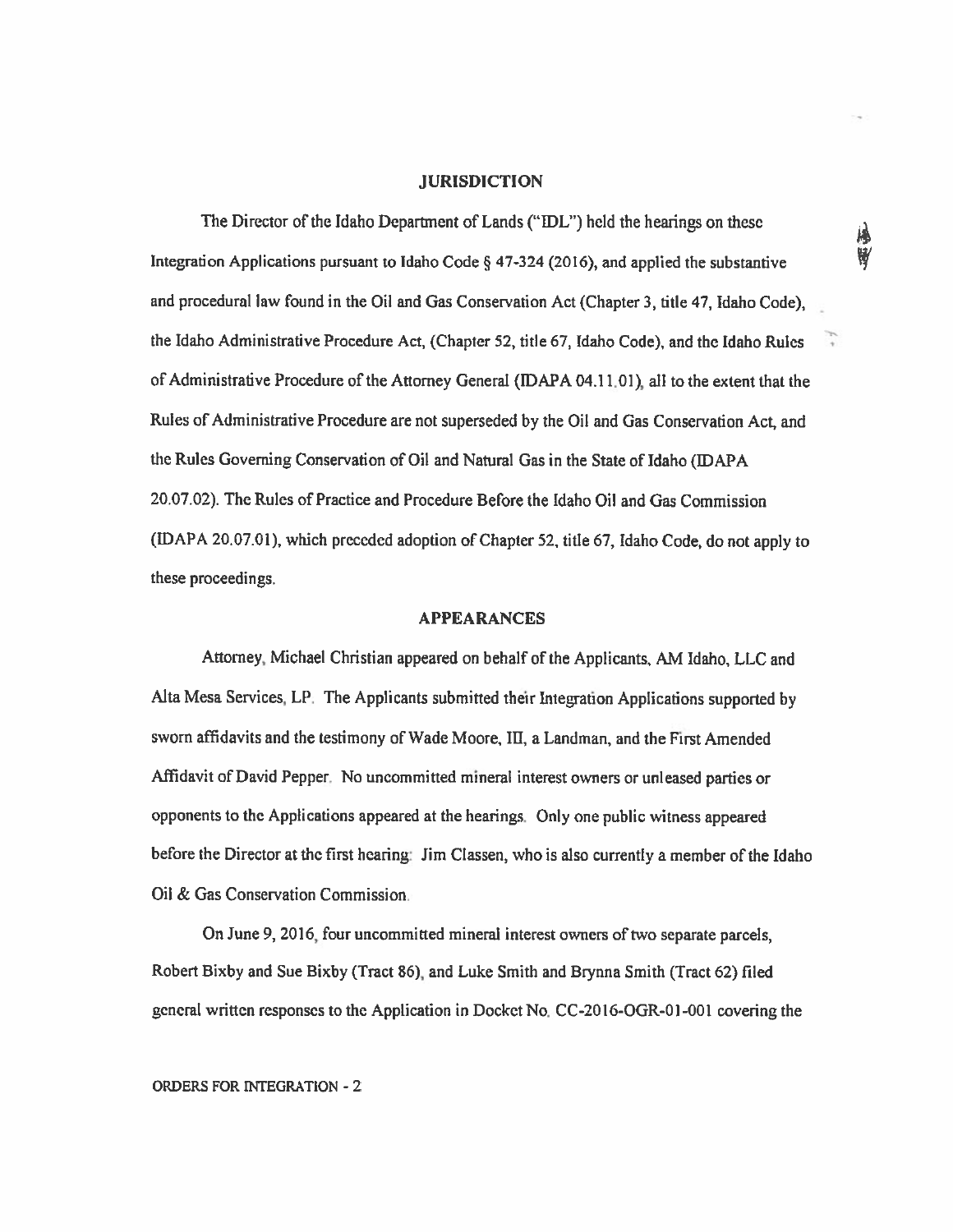## JURISDICTION

The Director of the Idaho Department of Lands ("IDL") held the hearings on these Integration Applications pursuant to Idaho Code § 47-324 (2016), and applied the substantive and procedural law found in the Oil and Gas Conservation Act (Chapter 3, title 47, Idaho Code), the Idaho Administrative Procedure Act, (Chapter 52, title 67, Idaho Code), and the Idaho Rules of Administrative Procedure of the Attorney General (IDAPA 04.11.01), all to the extent that the Rules of Administrative Procedure are not superseded by the Oil and Gas Conservation Act, and the Rules Governing Conservation of Oil and Natural Gas in the State of Idaho (IDAPA 20.07.02). The Rules of Practice and Procedure Before the Idaho Oil and Gas Commission (IDAPA 20.07.01), which preceded adoption of Chapter 52, title 67, Idaho Code, do not apply to these proceedings.

## APPEARANCES

Attorney, Michael Christian appeared on behalf of the Applicants, AM Idaho, LLC and Alta Mesa Services, LP. The Applicants submitted their Integration Applications supported by sworn affidavits and the testimony of Wade Moore, III, a Landman, and the First Amended Affidavit of David Pepper. No uncommitted mineral interest owners or unleased parties or opponents to the Applications appeared at the hearings. Only one public witness appeared before the Director at the first hearing: Jim Classen, who is also currently a member of the Idaho Oil & Gas Conservation Commission.

On June 9, 2016, four uncommitted mineral interest owners of two separate parcels, Robert Bixby and Sue Bixby (Tract 86), and Luke Smith and Brynna Smith (Tract 62) filed general written responses to the Application in Docket No. CC-2016-OGR-01-001 covering the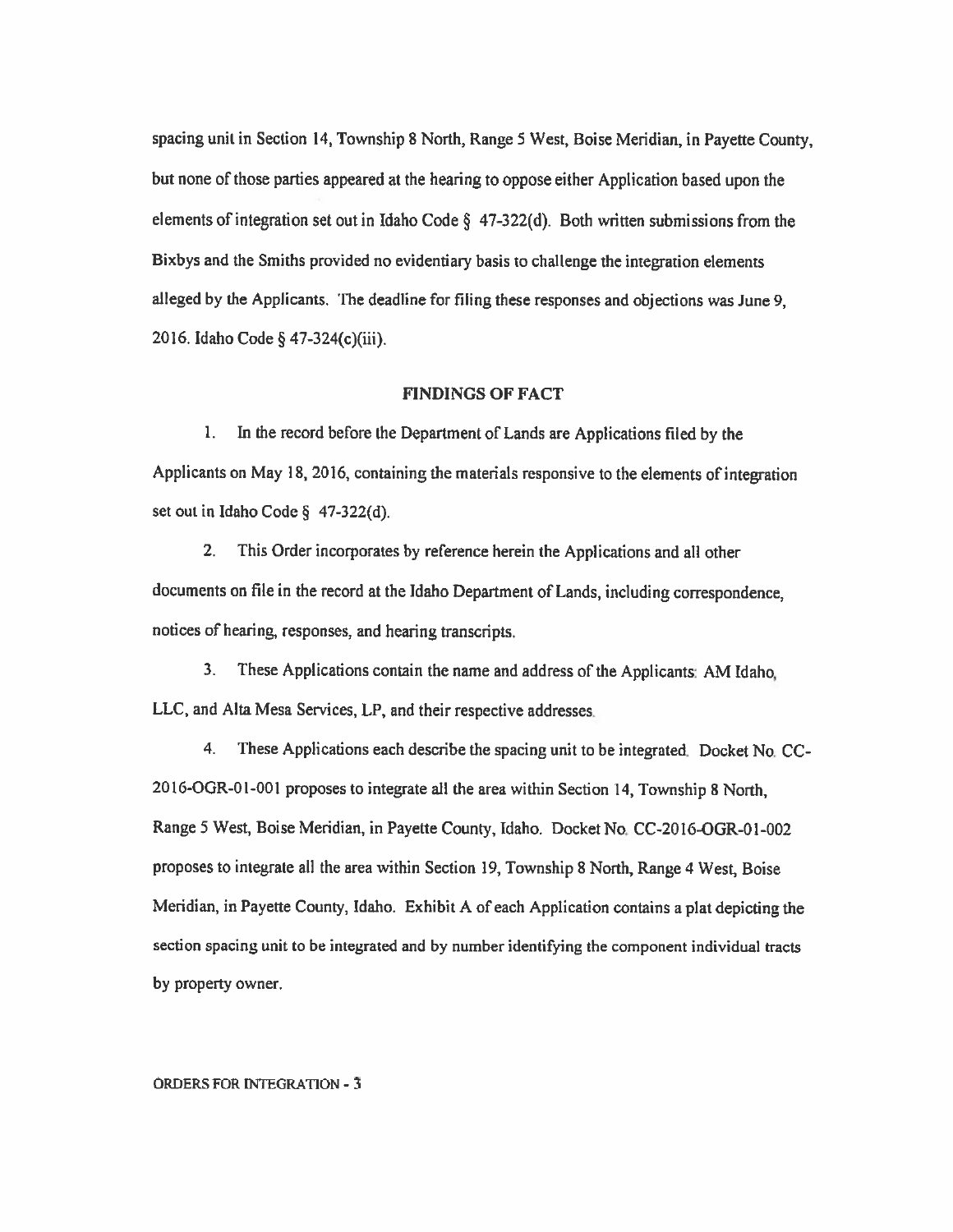spacing unit in Section 14, Township 8 North, Range 5 West, Boise Meridian, in Payette County, but none of those parties appeared at the hearing to oppose either Application based upon the elements of integration set out in Idaho Code § 47-322(d). Both written submissions from the Bixbys and the Smiths provided no evidentiary basis to challenge the integration elements alleged by the Applicants. The deadline for filing these responses and objections was June 9, 2016. Idaho Code § 47-324(c)(iii).

## FINDINGS OF FACT

1. In the record before the Department of Lands are Applications filed by the Applicants on May 18, 2016, containing the materials responsive to the elements of integration set out in Idaho Code § 47-322(d).

2. This Order incorporates by reference herein the Applications and all other documents on file in the record at the Idaho Department of Lands, including correspondence, notices of hearing, responses, and hearing transcripts.

3. These Applications contain the name and address of the Applicants: AM Idaho, LLC, and Alta Mesa Services, LP, and their respective addresses.

4. These Applications each describe the spacing unit to be integrated. Docket No. CC-2016-OGR-01-001 proposes to integrate all the area within Section 14, Township 8 North, Range 5 West, Boise Meridian, in Payette County, Idaho. Docket No. CC-2016-OGR-01-002 proposes to integrate all the area within Section 19, Township 8 North, Range 4 West, Boise Meridian, in Payette County, Idaho. Exhibit A of each Application contains a plat depicting the section spacing unit to be integrated and by number identifying the component individual tracts by property owner.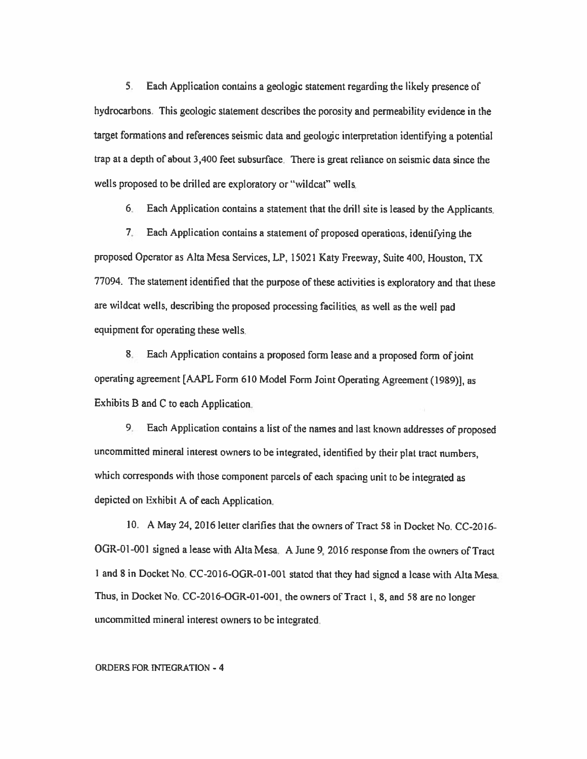5. Each Application contains a geologic statement regarding the likely presence of hydrocarbons. This geologic statement describes the porosity and permeability evidence in the target formations and references seismic data and geologic interpretation identifying a potential trap at a depth of about 3,400 feet subsurface. There is great reliance on seismic data since the wells proposed to be drilled are exploratory or "wildcat" wells.

6. Each Application contains a statement that the drill site is leased by the Applicants.

7. Each Application contains a statement of proposed operations, identifying the proposed Operator as Alta Mesa Services, LP, 15021 Katy Freeway, Suite 400, Houston, TX 77094. The statement identified that the purpose of these activities is exploratory and that these are wildcat wells, describing the proposed processing facilities, as well as the well pad equipment for operating these wells.

8. Each Application contains a proposed form lease and a proposed form of joint operating agreement [AAPL Form 610 Model Form Joint Operating Agreement (1989)], as Exhibits B and C to each Application.

9. Each Application contains a list of the names and last known addresses of proposed uncommitted mineral interest owners to be integrated, identified by their plat tract numbers, which corresponds with those component parcels of each spacing unit to be integrated as depicted on Exhibit A of each Application.

10. A May 24, 2016 letter clarifies that the owners of Tract 58 in Docket No. CC-2016-OGR-01-001 signed a lease with Alta Mesa. A June 9, 2016 response from the owners of Tract 1 and 8 in Docket No. CC-2016-OGR-01-001 stated that they had signed a lease with Alta Mesa. Thus, in Docket No. CC-2016-OGR-01-001, the owners of Tract 1, 8, and 58 are no longer uncommitted mineral interest owners to be integrated.

ORDERS FOR INTEGRATION - 4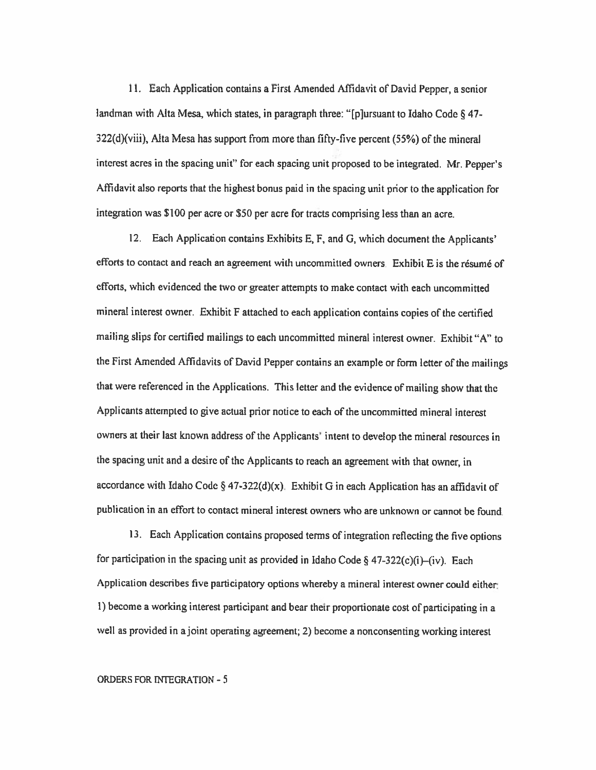11. Each Application contains a First Amended Affidavit of David Pepper, a senior landman with Alta Mesa, which states, in paragraph three: "[p]ursuant to Idaho Code § 47-322(d)(viii), Alta Mesa has support from more than fifty-five percent (55%) of the mineral interest acres in the spacing unit" for each spacing unit proposed to be integrated. Mr. Pepper's Affidavit also reports that the highest bonus paid in the spacing unit prior to the application for integration was $100 per acre or $50 per acre for tracts comprising less than an acre.

12. Each Application contains Exhibits E, F, and G, which document the Applicants' efforts to contact and reach an agreement with uncommitted owners. Exhibit E is the résumé of efforts, which evidenced the two or greater attempts to make contact with each uncommitted mineral interest owner. Exhibit F attached to each application contains copies of the certified mailing slips for certified mailings to each uncommitted mineral interest owner. Exhibit "A" to the First Amended Affidavits of David Pepper contains an example or form letter of the mailings that were referenced in the Applications. This letter and the evidence of mailing show that the Applicants attempted to give actual prior notice to each of the uncommitted mineral interest owners at their last known address of the Applicants' intent to develop the mineral resources in the spacing unit and a desire of the Applicants to reach an agreement with that owner, in accordance with Idaho Code § 47-322(d)(x). Exhibit G in each Application has an affidavit of publication in an effort to contact mineral interest owners who are unknown or cannot be found.

13. Each Application contains proposed terms of integration reflecting the five options for participation in the spacing unit as provided in Idaho Code § 47-322(c)(i)–(iv). Each Application describes five participatory options whereby a mineral interest owner could either: 1) become a working interest participant and bear their proportionate cost of participating in a well as provided in a joint operating agreement; 2) become a nonconsenting working interest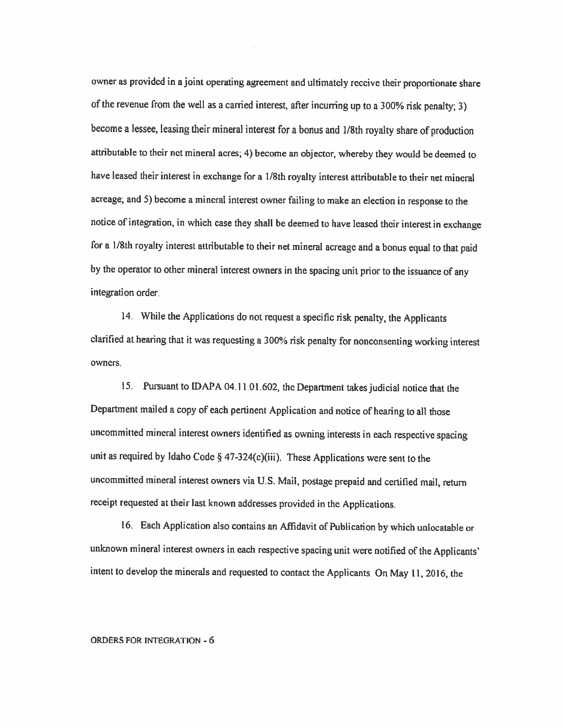owner as provided in a joint operating agreement and ultimately receive their proportionate share of the revenue from the well as a carried interest, after incurring up to a 300% risk penalty; 3) become a lessee, leasing their mineral interest for a bonus and 1/8th royalty share of production attributable to their net mineral acres; 4) become an objector, whereby they would be deemed to have leased their interest in exchange for a 1/8th royalty interest attributable to their net mineral acreage; and 5) become a mineral interest owner failing to make an election in response to the notice of integration, in which case they shall be deemed to have leased their interest in exchange for a 1/8th royalty interest attributable to their net mineral acreage and a bonus equal to that paid by the operator to other mineral interest owners in the spacing unit prior to the issuance of any integration order.

14. While the Applications do not request a specific risk penalty, the Applicants clarified at hearing that it was requesting a 300% risk penalty for nonconsenting working interest owners.

15. Pursuant to IDAPA 04.11.01.602, the Department takes judicial notice that the Department mailed a copy of each pertinent Application and notice of hearing to all those uncommitted mineral interest owners identified as owning interests in each respective spacing unit as required by Idaho Code § 47-324(c)(iii). These Applications were sent to the uncommitted mineral interest owners via U.S. Mail, postage prepaid and certified mail, return receipt requested at their last known addresses provided in the Applications.

16. Each Application also contains an Affidavit of Publication by which unlocatable or unknown mineral interest owners in each respective spacing unit were notified of the Applicants' intent to develop the minerals and requested to contact the Applicants. On May 11, 2016, the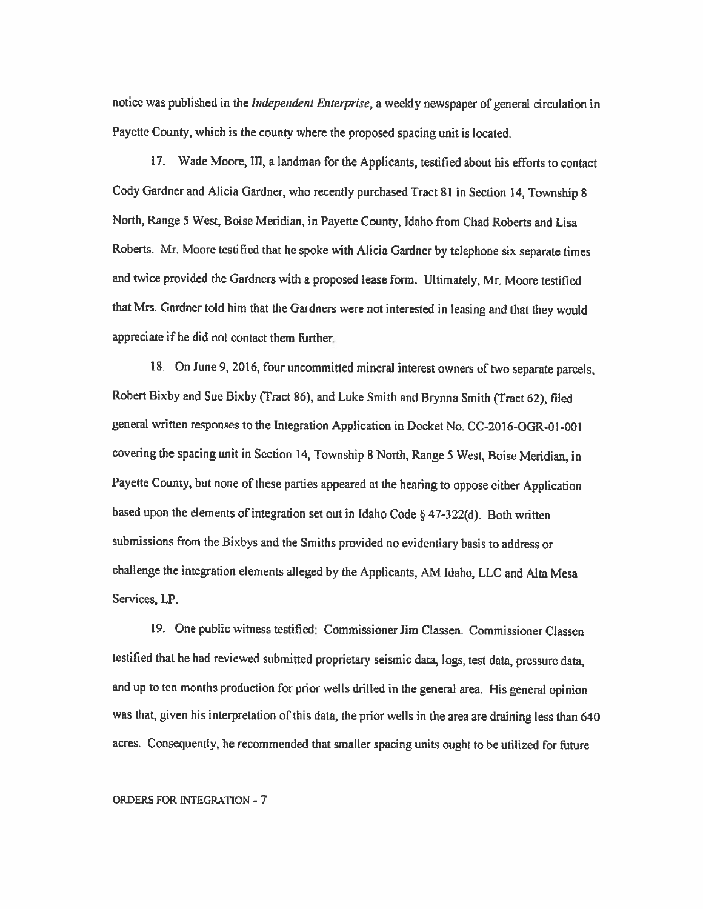notice was published in the *Independent Enterprise*, a weekly newspaper of general circulation in Payette County, which is the county where the proposed spacing unit is located.

17. Wade Moore, III, a landman for the Applicants, testified about his efforts to contact Cody Gardner and Alicia Gardner, who recently purchased Tract 81 in Section 14, Township 8 North, Range 5 West, Boise Meridian, in Payette County, Idaho from Chad Roberts and Lisa Roberts. Mr. Moore testified that he spoke with Alicia Gardner by telephone six separate times and twice provided the Gardners with a proposed lease form. Ultimately, Mr. Moore testified that Mrs. Gardner told him that the Gardners were not interested in leasing and that they would appreciate if he did not contact them further.

18. On June 9, 2016, four uncommitted mineral interest owners of two separate parcels, Robert Bixby and Sue Bixby (Tract 86), and Luke Smith and Brynna Smith (Tract 62), filed general written responses to the Integration Application in Docket No. CC-2016-OGR-01-001 covering the spacing unit in Section 14, Township 8 North, Range 5 West, Boise Meridian, in Payette County, but none of these parties appeared at the hearing to oppose either Application based upon the elements of integration set out in Idaho Code § 47-322(d). Both written submissions from the Bixbys and the Smiths provided no evidentiary basis to address or challenge the integration elements alleged by the Applicants, AM Idaho, LLC and Alta Mesa Services, LP.

19. One public witness testified: Commissioner Jim Classen. Commissioner Classen testified that he had reviewed submitted proprietary seismic data, logs, test data, pressure data, and up to ten months production for prior wells drilled in the general area. His general opinion was that, given his interpretation of this data, the prior wells in the area are draining less than 640 acres. Consequently, he recommended that smaller spacing units ought to be utilized for future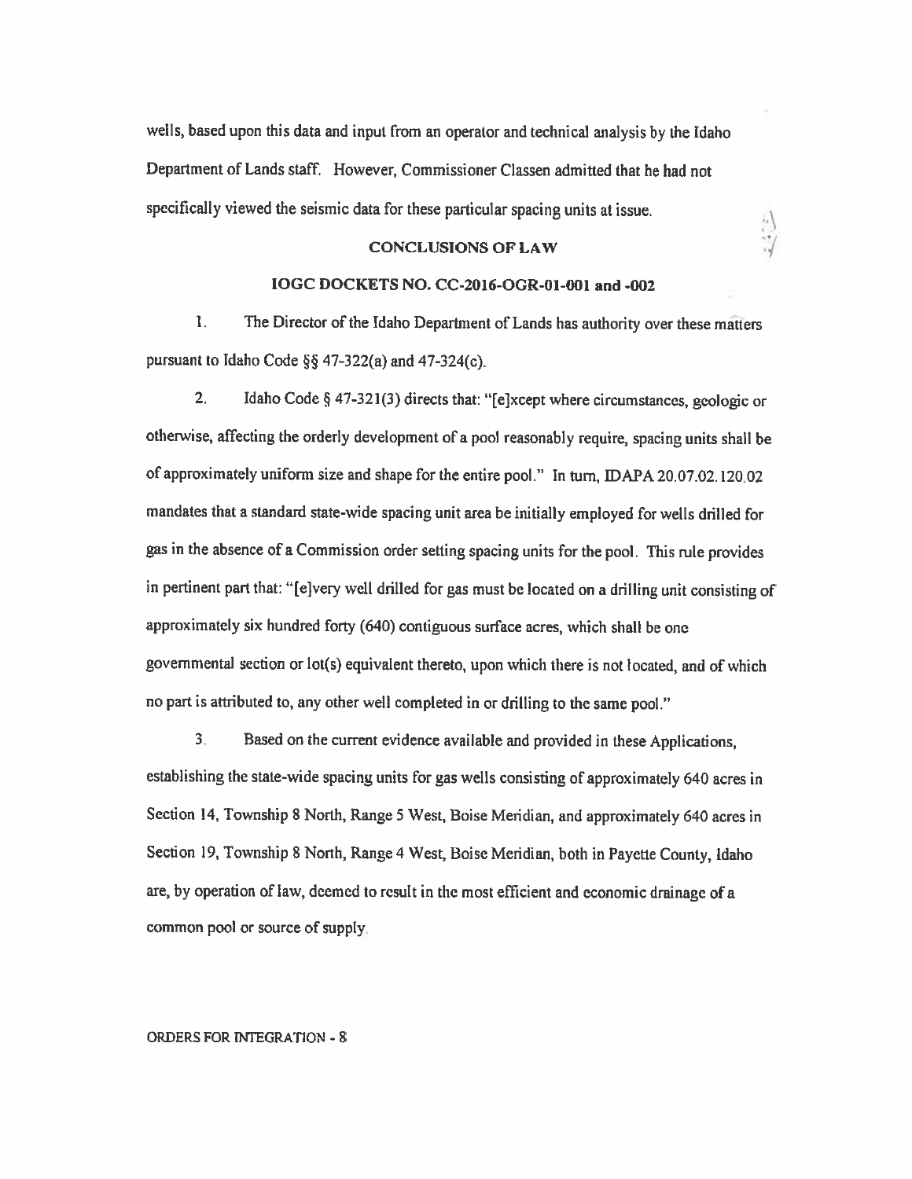wells, based upon this data and input from an operator and technical analysis by the Idaho Department of Lands staff. However, Commissioner Classen admitted that he had not specifically viewed the seismic data for these particular spacing units at issue.

## CONCLUSIONS OF LAW

### IOGC DOCKETS NO. CC-2016-OGR-01-001 and -002

1. The Director of the Idaho Department of Lands has authority over these matters pursuant to Idaho Code §§ 47-322(a) and 47-324(c).

2. Idaho Code § 47-321(3) directs that: "[e]xcept where circumstances, geologic or otherwise, affecting the orderly development of a pool reasonably require, spacing units shall be of approximately uniform size and shape for the entire pool." In turn, IDAPA 20.07.02.120.02 mandates that a standard state-wide spacing unit area be initially employed for wells drilled for gas in the absence of a Commission order setting spacing units for the pool. This rule provides in pertinent part that: "[e]very well drilled for gas must be located on a drilling unit consisting of approximately six hundred forty (640) contiguous surface acres, which shall be one governmental section or lot(s) equivalent thereto, upon which there is not located, and of which no part is attributed to, any other well completed in or drilling to the same pool."

3. Based on the current evidence available and provided in these Applications, establishing the state-wide spacing units for gas wells consisting of approximately 640 acres in Section 14, Township 8 North, Range 5 West, Boise Meridian, and approximately 640 acres in Section 19, Township 8 North, Range 4 West, Boise Meridian, both in Payette County, Idaho are, by operation of law, deemed to result in the most efficient and economic drainage of a common pool or source of supply.

ORDERS FOR INTEGRATION - 8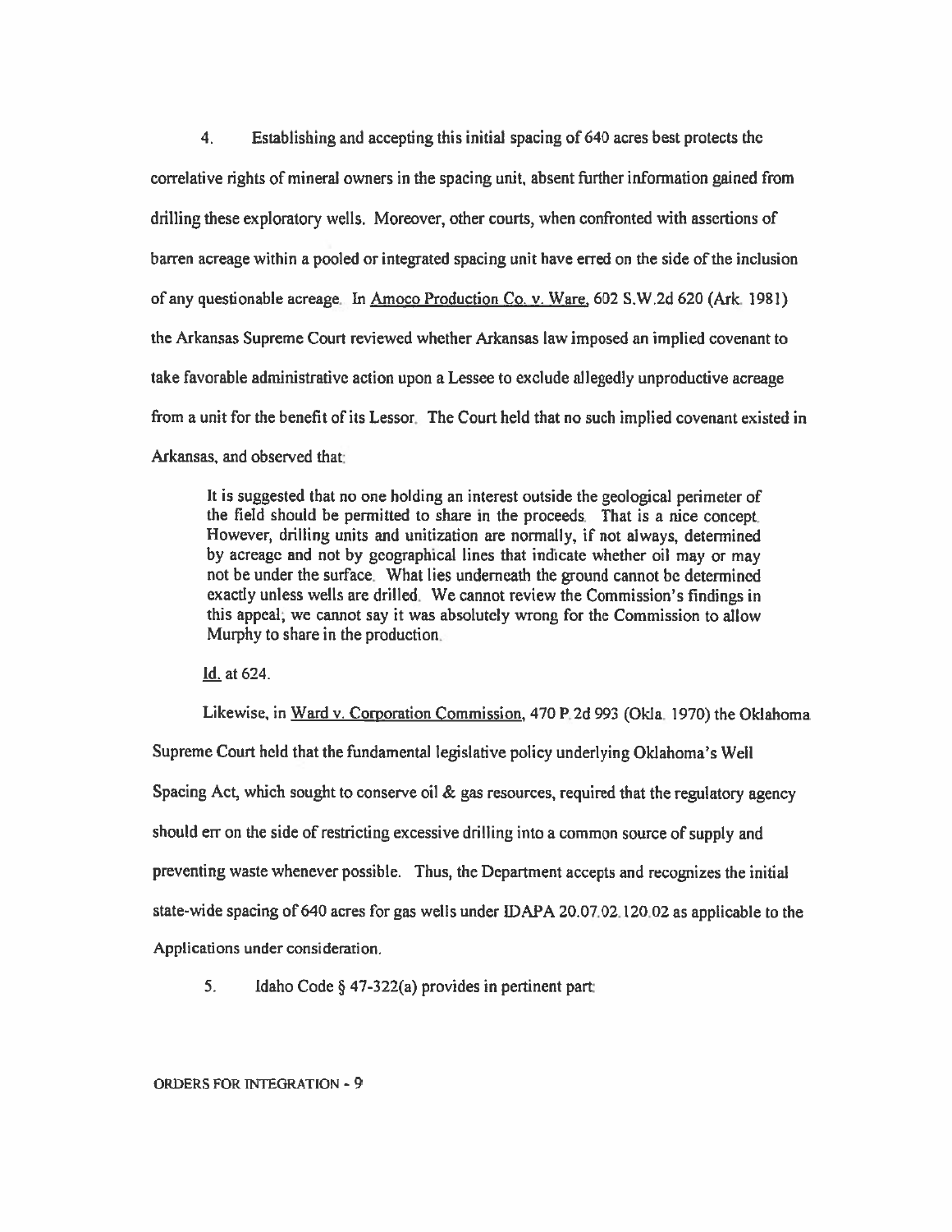4. Establishing and accepting this initial spacing of 640 acres best protects the correlative rights of mineral owners in the spacing unit, absent further information gained from drilling these exploratory wells. Moreover, other courts, when confronted with assertions of barren acreage within a pooled or integrated spacing unit have erred on the side of the inclusion of any questionable acreage. In Amoco Production Co. v. Ware, 602 S.W.2d 620 (Ark. 1981) the Arkansas Supreme Court reviewed whether Arkansas law imposed an implied covenant to take favorable administrative action upon a Lessee to exclude allegedly unproductive acreage from a unit for the benefit of its Lessor. The Court held that no such implied covenant existed in Arkansas, and observed that:

> It is suggested that no one holding an interest outside the geological perimeter of the field should be permitted to share in the proceeds. That is a nice concept. However, drilling units and unitization are normally, if not always, determined by acreage and not by geographical lines that indicate whether oil may or may not be under the surface. What lies underneath the ground cannot be determined exactly unless wells are drilled. We cannot review the Commission's findings in this appeal; we cannot say it was absolutely wrong for the Commission to allow Murphy to share in the production.

Id. at 624.

Likewise, in Ward v. Corporation Commission, 470 P.2d 993 (Okla. 1970) the Oklahoma Supreme Court held that the fundamental legislative policy underlying Oklahoma's Well Spacing Act, which sought to conserve oil & gas resources, required that the regulatory agency should err on the side of restricting excessive drilling into a common source of supply and preventing waste whenever possible. Thus, the Department accepts and recognizes the initial state-wide spacing of 640 acres for gas wells under IDAPA 20.07.02.120.02 as applicable to the Applications under consideration.

5. Idaho Code § 47-322(a) provides in pertinent part: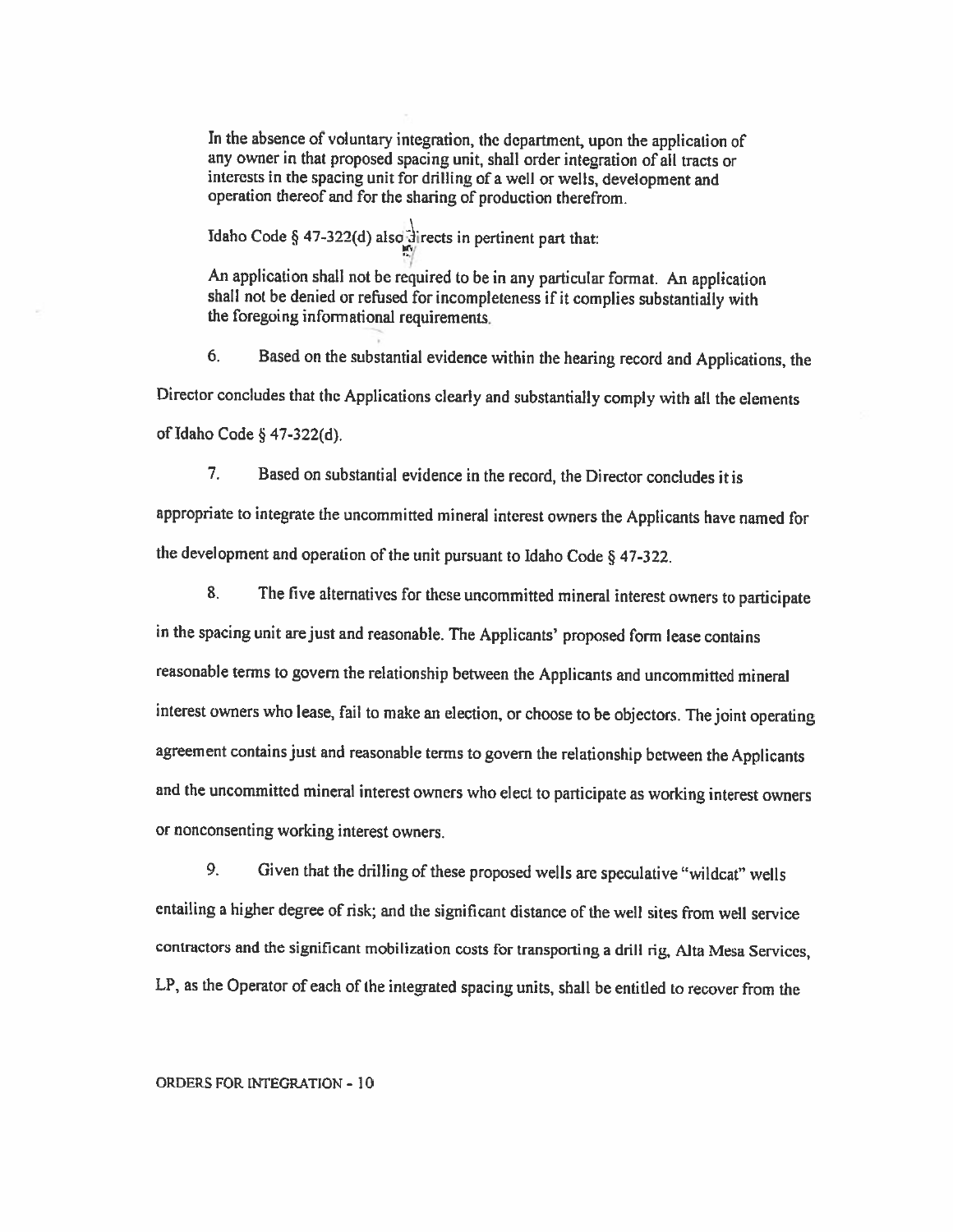> In the absence of voluntary integration, the department, upon the application of any owner in that proposed spacing unit, shall order integration of all tracts or interests in the spacing unit for drilling of a well or wells, development and operation thereof and for the sharing of production therefrom.

Idaho Code § 47-322(d) also directs in pertinent part that:

> An application shall not be required to be in any particular format. An application shall not be denied or refused for incompleteness if it complies substantially with the foregoing informational requirements.

6. Based on the substantial evidence within the hearing record and Applications, the Director concludes that the Applications clearly and substantially comply with all the elements of Idaho Code § 47-322(d).

7. Based on substantial evidence in the record, the Director concludes it is appropriate to integrate the uncommitted mineral interest owners the Applicants have named for the development and operation of the unit pursuant to Idaho Code § 47-322.

8. The five alternatives for these uncommitted mineral interest owners to participate in the spacing unit are just and reasonable. The Applicants' proposed form lease contains reasonable terms to govern the relationship between the Applicants and uncommitted mineral interest owners who lease, fail to make an election, or choose to be objectors. The joint operating agreement contains just and reasonable terms to govern the relationship between the Applicants and the uncommitted mineral interest owners who elect to participate as working interest owners or nonconsenting working interest owners.

9. Given that the drilling of these proposed wells are speculative "wildcat" wells entailing a higher degree of risk; and the significant distance of the well sites from well service contractors and the significant mobilization costs for transporting a drill rig, Alta Mesa Services, LP, as the Operator of each of the integrated spacing units, shall be entitled to recover from the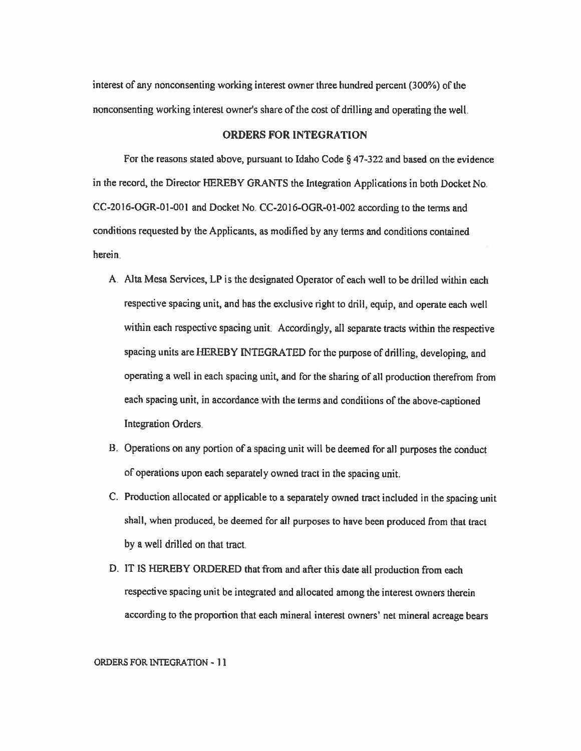interest of any nonconsenting working interest owner three hundred percent (300%) of the nonconsenting working interest owner's share of the cost of drilling and operating the well.

## ORDERS FOR INTEGRATION

For the reasons stated above, pursuant to Idaho Code § 47-322 and based on the evidence in the record, the Director HEREBY GRANTS the Integration Applications in both Docket No. CC-2016-OGR-01-001 and Docket No. CC-2016-OGR-01-002 according to the terms and conditions requested by the Applicants, as modified by any terms and conditions contained herein.

A. Alta Mesa Services, LP is the designated Operator of each well to be drilled within each respective spacing unit, and has the exclusive right to drill, equip, and operate each well within each respective spacing unit. Accordingly, all separate tracts within the respective spacing units are HEREBY INTEGRATED for the purpose of drilling, developing, and operating a well in each spacing unit, and for the sharing of all production therefrom from each spacing unit, in accordance with the terms and conditions of the above-captioned Integration Orders.

B. Operations on any portion of a spacing unit will be deemed for all purposes the conduct of operations upon each separately owned tract in the spacing unit.

C. Production allocated or applicable to a separately owned tract included in the spacing unit shall, when produced, be deemed for all purposes to have been produced from that tract by a well drilled on that tract.

D. IT IS HEREBY ORDERED that from and after this date all production from each respective spacing unit be integrated and allocated among the interest owners therein according to the proportion that each mineral interest owners' net mineral acreage bears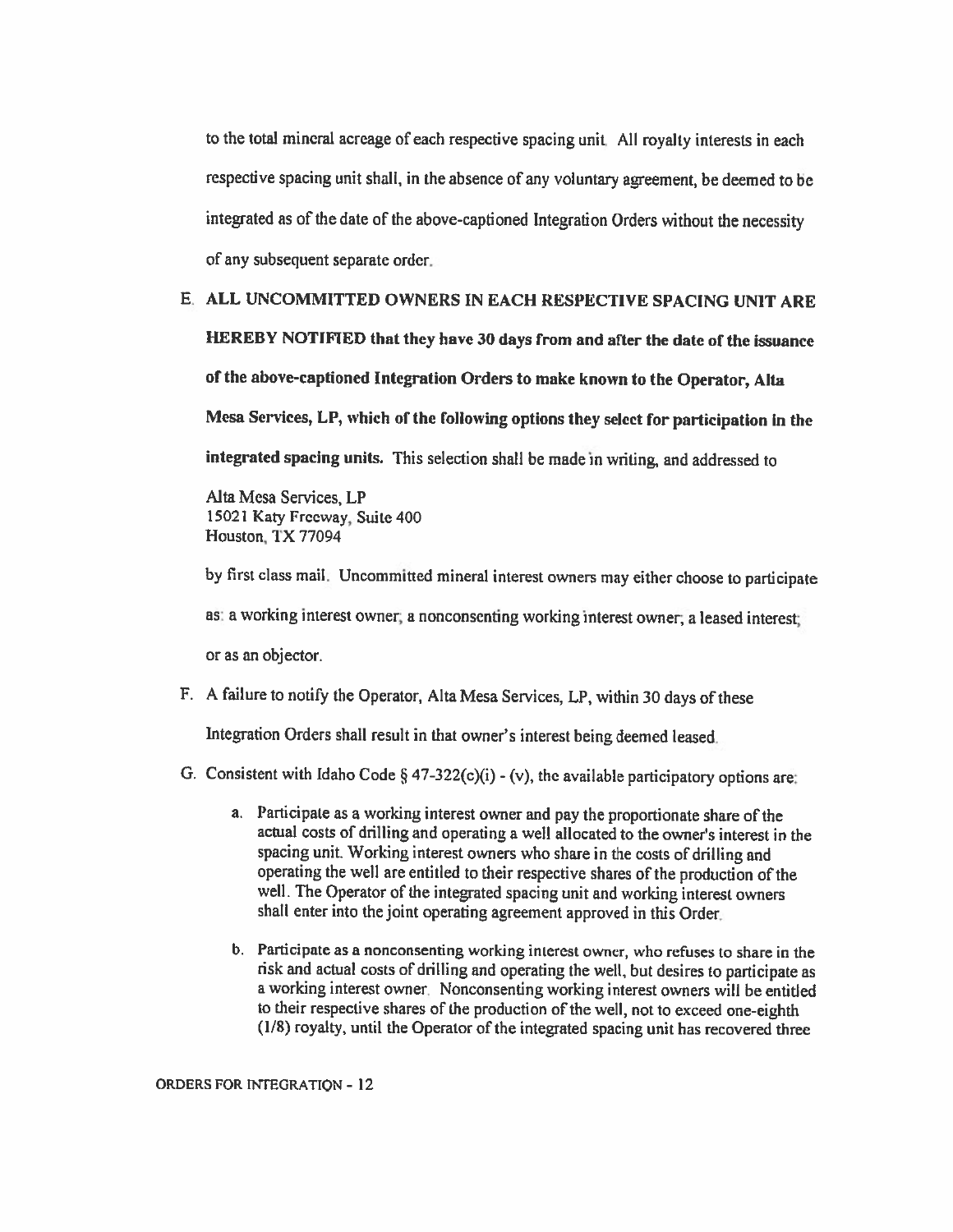to the total mineral acreage of each respective spacing unit. All royalty interests in each respective spacing unit shall, in the absence of any voluntary agreement, be deemed to be integrated as of the date of the above-captioned Integration Orders without the necessity of any subsequent separate order.

E. **ALL UNCOMMITTED OWNERS IN EACH RESPECTIVE SPACING UNIT ARE HEREBY NOTIFIED that they have 30 days from and after the date of the issuance of the above-captioned Integration Orders to make known to the Operator, Alta Mesa Services, LP, which of the following options they select for participation in the integrated spacing units.** This selection shall be made in writing, and addressed to

   Alta Mesa Services, LP
   15021 Katy Freeway, Suite 400
   Houston, TX 77094

   by first class mail. Uncommitted mineral interest owners may either choose to participate as: a working interest owner; a nonconsenting working interest owner; a leased interest; or as an objector.

F. A failure to notify the Operator, Alta Mesa Services, LP, within 30 days of these Integration Orders shall result in that owner's interest being deemed leased.

G. Consistent with Idaho Code § 47-322(c)(i) - (v), the available participatory options are:

   a. Participate as a working interest owner and pay the proportionate share of the actual costs of drilling and operating a well allocated to the owner's interest in the spacing unit. Working interest owners who share in the costs of drilling and operating the well are entitled to their respective shares of the production of the well. The Operator of the integrated spacing unit and working interest owners shall enter into the joint operating agreement approved in this Order.

   b. Participate as a nonconsenting working interest owner, who refuses to share in the risk and actual costs of drilling and operating the well, but desires to participate as a working interest owner. Nonconsenting working interest owners will be entitled to their respective shares of the production of the well, not to exceed one-eighth (1/8) royalty, until the Operator of the integrated spacing unit has recovered three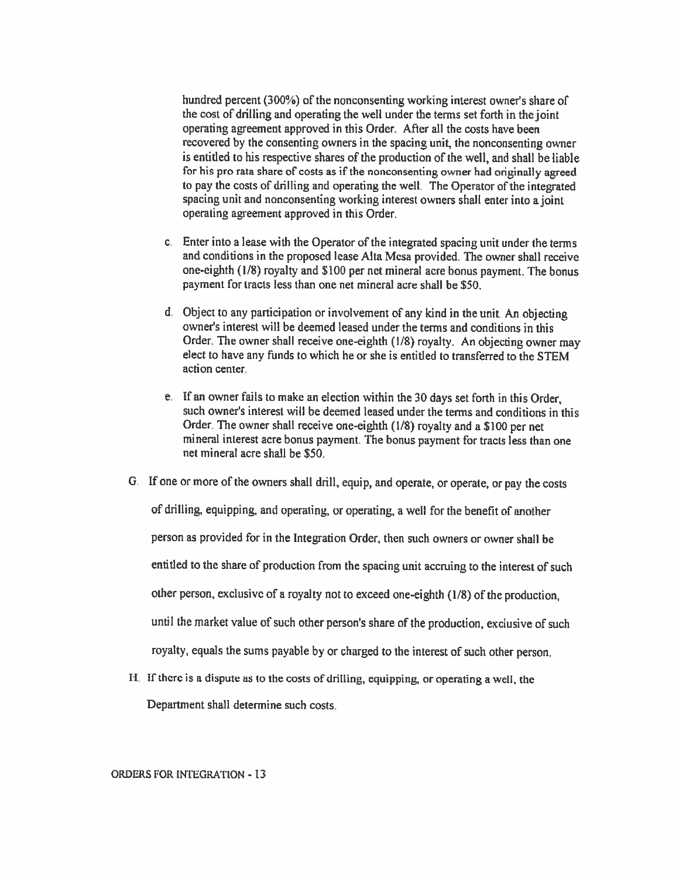hundred percent (300%) of the nonconsenting working interest owner's share of the cost of drilling and operating the well under the terms set forth in the joint operating agreement approved in this Order. After all the costs have been recovered by the consenting owners in the spacing unit, the nonconsenting owner is entitled to his respective shares of the production of the well, and shall be liable for his pro rata share of costs as if the nonconsenting owner had originally agreed to pay the costs of drilling and operating the well. The Operator of the integrated spacing unit and nonconsenting working interest owners shall enter into a joint operating agreement approved in this Order.

c. Enter into a lease with the Operator of the integrated spacing unit under the terms and conditions in the proposed lease Alta Mesa provided. The owner shall receive one-eighth (1/8) royalty and $100 per net mineral acre bonus payment. The bonus payment for tracts less than one net mineral acre shall be $50.

d. Object to any participation or involvement of any kind in the unit. An objecting owner's interest will be deemed leased under the terms and conditions in this Order. The owner shall receive one-eighth (1/8) royalty. An objecting owner may elect to have any funds to which he or she is entitled to transferred to the STEM action center.

e. If an owner fails to make an election within the 30 days set forth in this Order, such owner's interest will be deemed leased under the terms and conditions in this Order. The owner shall receive one-eighth (1/8) royalty and a $100 per net mineral interest acre bonus payment. The bonus payment for tracts less than one net mineral acre shall be $50.

G. If one or more of the owners shall drill, equip, and operate, or operate, or pay the costs of drilling, equipping, and operating, or operating, a well for the benefit of another person as provided for in the Integration Order, then such owners or owner shall be entitled to the share of production from the spacing unit accruing to the interest of such other person, exclusive of a royalty not to exceed one-eighth (1/8) of the production, until the market value of such other person's share of the production, exclusive of such royalty, equals the sums payable by or charged to the interest of such other person.

H. If there is a dispute as to the costs of drilling, equipping, or operating a well, the Department shall determine such costs.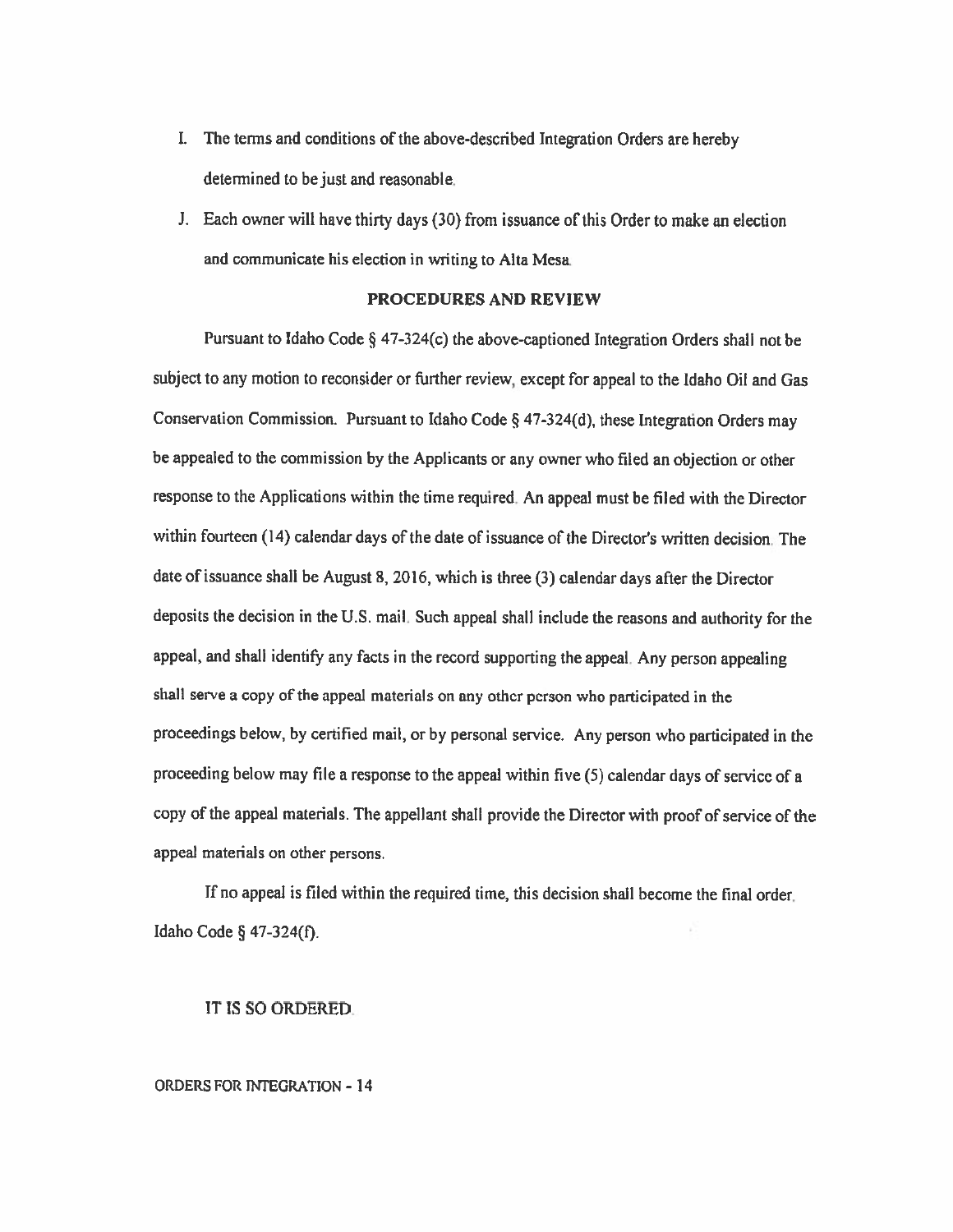I. The terms and conditions of the above-described Integration Orders are hereby determined to be just and reasonable.

J. Each owner will have thirty days (30) from issuance of this Order to make an election and communicate his election in writing to Alta Mesa.

**PROCEDURES AND REVIEW**

Pursuant to Idaho Code § 47-324(c) the above-captioned Integration Orders shall not be subject to any motion to reconsider or further review, except for appeal to the Idaho Oil and Gas Conservation Commission. Pursuant to Idaho Code § 47-324(d), these Integration Orders may be appealed to the commission by the Applicants or any owner who filed an objection or other response to the Applications within the time required. An appeal must be filed with the Director within fourteen (14) calendar days of the date of issuance of the Director's written decision. The date of issuance shall be August 8, 2016, which is three (3) calendar days after the Director deposits the decision in the U.S. mail. Such appeal shall include the reasons and authority for the appeal, and shall identify any facts in the record supporting the appeal. Any person appealing shall serve a copy of the appeal materials on any other person who participated in the proceedings below, by certified mail, or by personal service. Any person who participated in the proceeding below may file a response to the appeal within five (5) calendar days of service of a copy of the appeal materials. The appellant shall provide the Director with proof of service of the appeal materials on other persons.

If no appeal is filed within the required time, this decision shall become the final order. Idaho Code § 47-324(f).

IT IS SO ORDERED.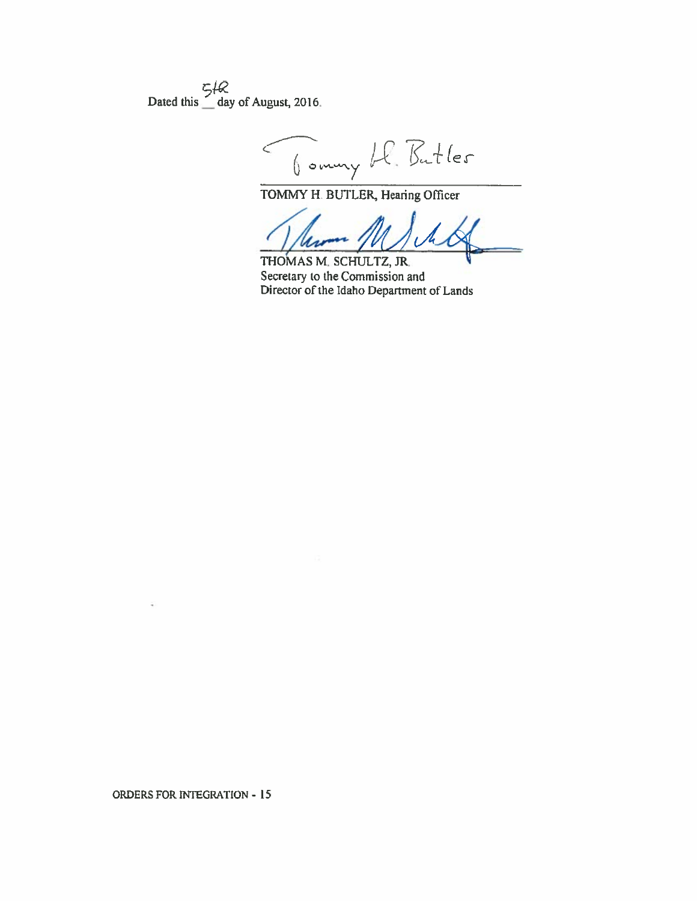Dated this 5th day of August, 2016.

Tommy H. Butler

TOMMY H. BUTLER, Hearing Officer

THOMAS M. SCHULTZ, JR.
Secretary to the Commission and
Director of the Idaho Department of Lands

ORDERS FOR INTEGRATION - 15